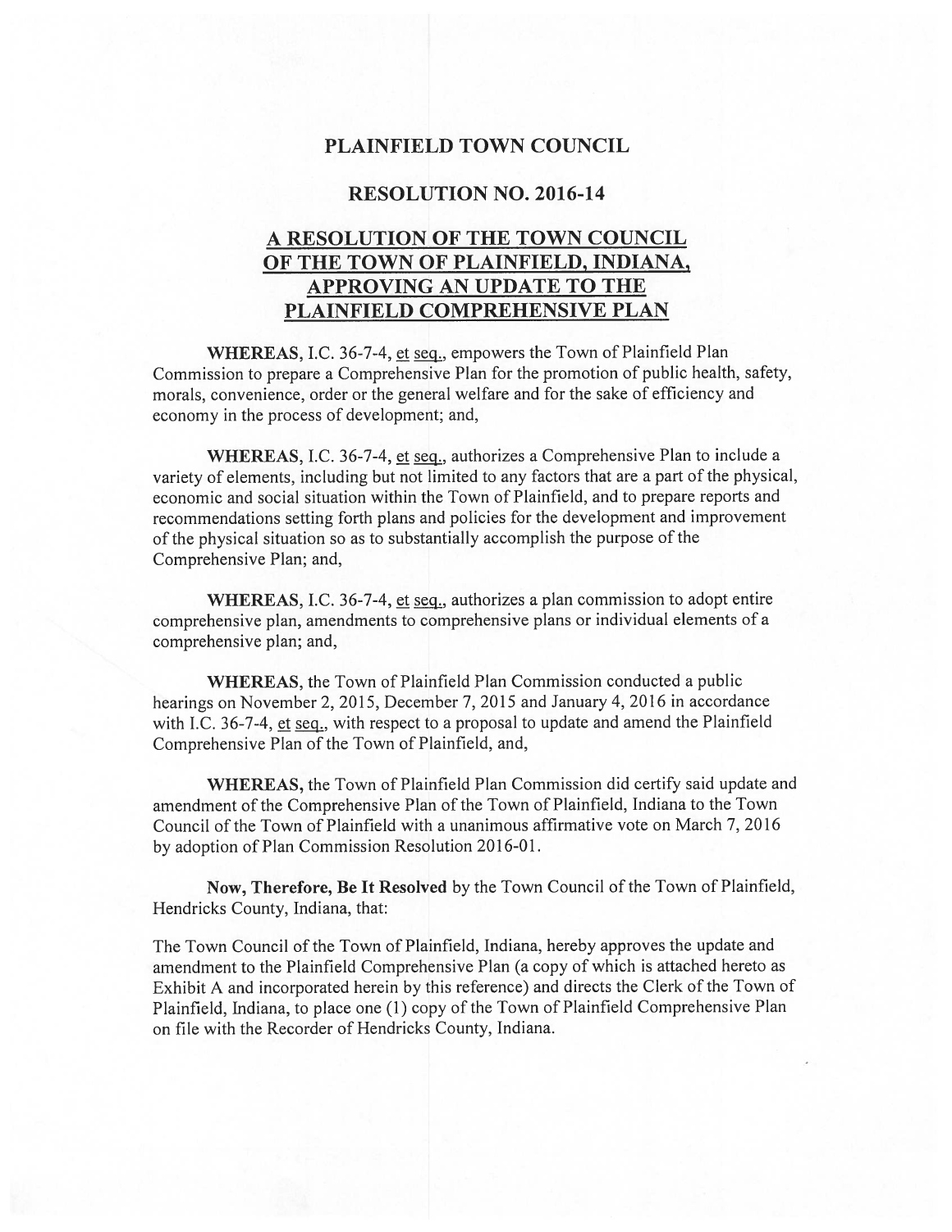# PLAINFIELD TOWN COUNCIL

## RESOLUTION NO. 2016-14

## A RESOLUTION OF THE TOWN COUNCIL OF THE TOWN OF PLAINFIELD, INDIANA, APPROVING AN UPDATE TO THE PLAINFIELD COMPREHENSIVE PLAN

**WHEREAS,** I.C. 36-7-4, et seq., empowers the Town of Plainfield Plan Commission to prepare a Comprehensive Plan for the promotion of public health, safety, morals, convenience, order or the general welfare and for the sake of efficiency and economy in the process of development; and,

**WHEREAS,** I.C. 36-7-4, et seq., authorizes a Comprehensive Plan to include a variety of elements, including but not limited to any factors that are a part of the physical, economic and social situation within the Town of Plainfield, and to prepare reports and recommendations setting forth plans and policies for the development and improvement of the physical situation so as to substantially accomplish the purpose of the Comprehensive Plan; and,

**WHEREAS,** I.C. 36-7-4, et seq., authorizes a plan commission to adopt entire comprehensive plan, amendments to comprehensive plans or individual elements of a comprehensive plan; and,

**WHEREAS,** the Town of Plainfield Plan Commission conducted a public hearings on November 2, 2015, December 7, 2015 and January 4, 2016 in accordance with I.C. 36-7-4, et seq., with respect to a proposal to update and amend the Plainfield Comprehensive Plan of the Town of Plainfield, and,

**WHEREAS,** the Town of Plainfield Plan Commission did certify said update and amendment of the Comprehensive Plan of the Town of Plainfield, Indiana to the Town Council of the Town of Plainfield with a unanimous affirmative vote on March 7, 2016 by adoption of Plan Commission Resolution 2016-01.

**Now, Therefore, Be It Resolved** by the Town Council of the Town of Plainfield, Hendricks County, Indiana, that:

The Town Council of the Town of Plainfield, Indiana, hereby approves the update and amendment to the Plainfield Comprehensive Plan (a copy of which is attached hereto as Exhibit A and incorporated herein by this reference) and directs the Clerk of the Town of Plainfield, Indiana, to place one (1) copy of the Town of Plainfield Comprehensive Plan on file with the Recorder of Hendricks County, Indiana.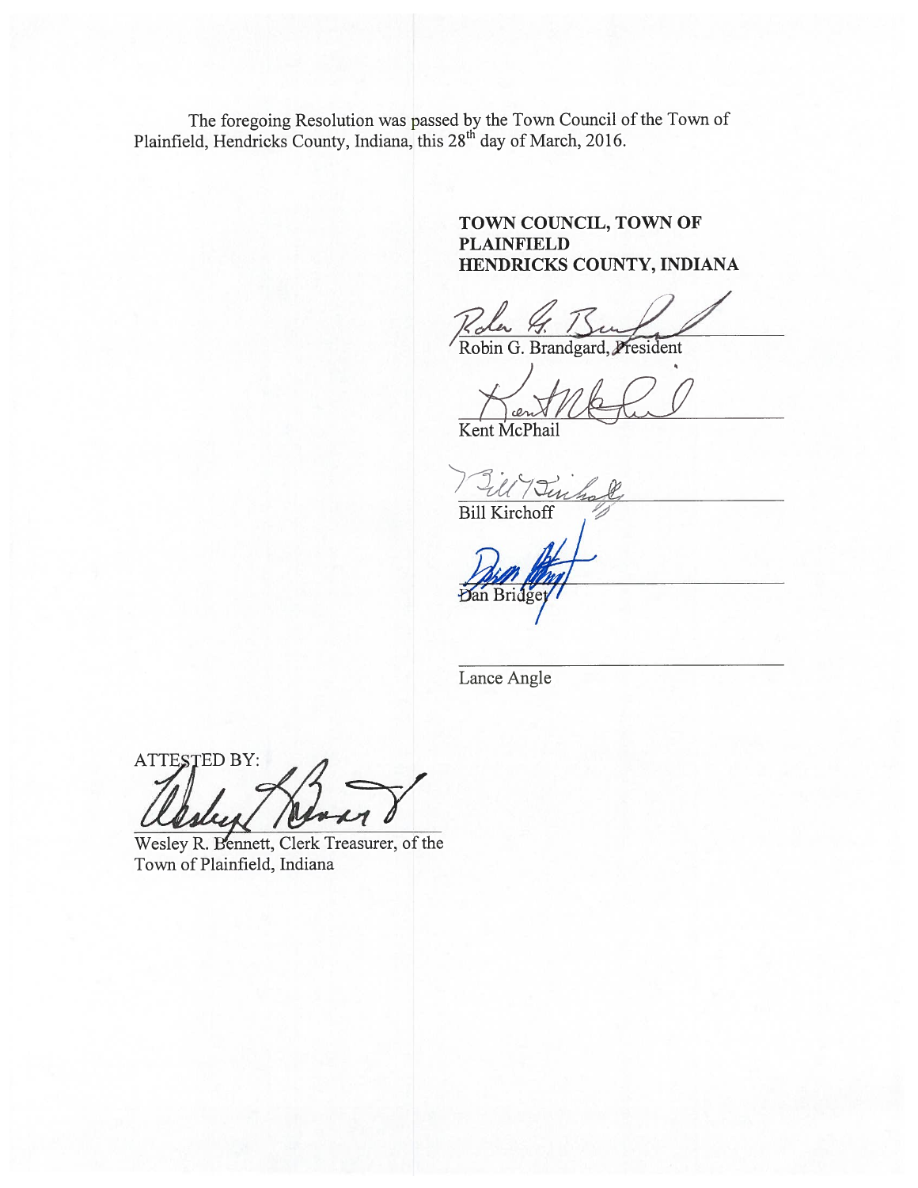The foregoing Resolution was passed by the Town Council of the Town of Plainfield, Hendricks County, Indiana, this 28th day of March, 2016.

**TOWN COUNCIL, TOWN OF PLAINFIELD HENDRICKS COUNTY, INDIANA**

Robin G. Brandgard, President

Kent McPhail

Bill Kirchoff

Dan Bridget

Lance Angle

ATTESTED BY:

Wesley R. Bennett, Clerk Treasurer, of the Town of Plainfield, Indiana